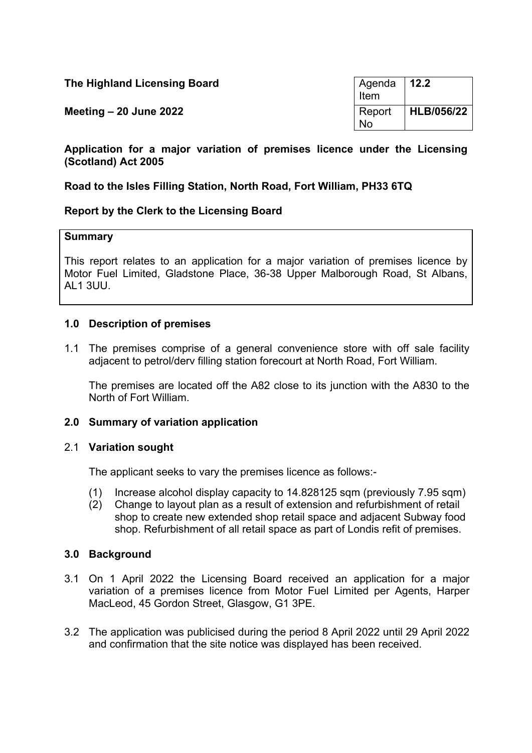**The Highland Licensing Board**

**Meeting – 20 June 2022**

| Agenda Item | **12.2** |
|---|---|
| Report No | **HLB/056/22** |

**Application for a major variation of premises licence under the Licensing (Scotland) Act 2005**

**Road to the Isles Filling Station, North Road, Fort William, PH33 6TQ**

**Report by the Clerk to the Licensing Board**

**Summary**

This report relates to an application for a major variation of premises licence by Motor Fuel Limited, Gladstone Place, 36-38 Upper Malborough Road, St Albans, AL1 3UU.

## 1.0 Description of premises

1.1 The premises comprise of a general convenience store with off sale facility adjacent to petrol/derv filling station forecourt at North Road, Fort William.

The premises are located off the A82 close to its junction with the A830 to the North of Fort William.

## 2.0 Summary of variation application

2.1 **Variation sought**

The applicant seeks to vary the premises licence as follows:-

(1) Increase alcohol display capacity to 14.828125 sqm (previously 7.95 sqm)
(2) Change to layout plan as a result of extension and refurbishment of retail shop to create new extended shop retail space and adjacent Subway food shop. Refurbishment of all retail space as part of Londis refit of premises.

## 3.0 Background

3.1 On 1 April 2022 the Licensing Board received an application for a major variation of a premises licence from Motor Fuel Limited per Agents, Harper MacLeod, 45 Gordon Street, Glasgow, G1 3PE.

3.2 The application was publicised during the period 8 April 2022 until 29 April 2022 and confirmation that the site notice was displayed has been received.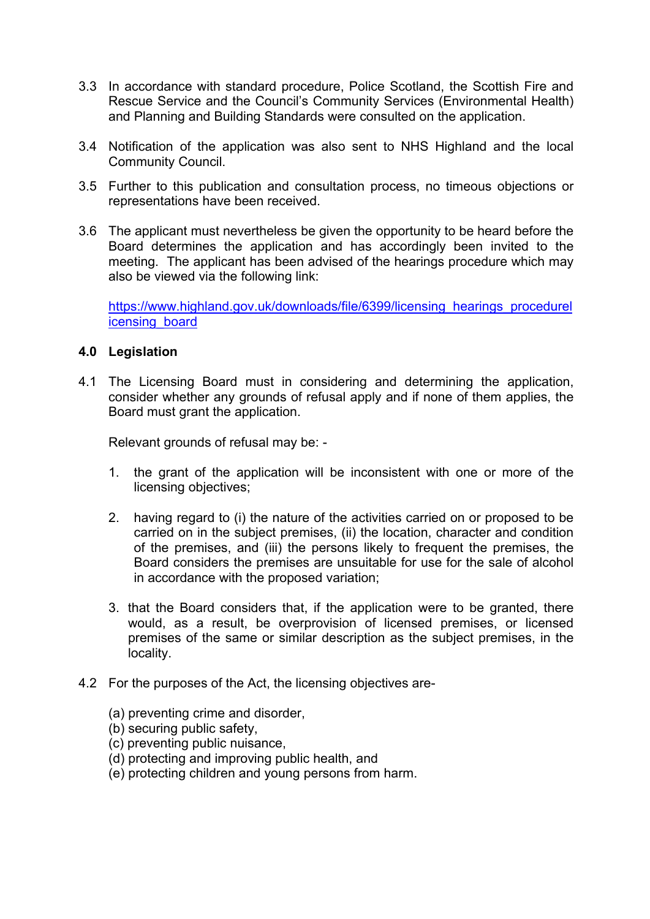3.3 In accordance with standard procedure, Police Scotland, the Scottish Fire and Rescue Service and the Council's Community Services (Environmental Health) and Planning and Building Standards were consulted on the application.

3.4 Notification of the application was also sent to NHS Highland and the local Community Council.

3.5 Further to this publication and consultation process, no timeous objections or representations have been received.

3.6 The applicant must nevertheless be given the opportunity to be heard before the Board determines the application and has accordingly been invited to the meeting. The applicant has been advised of the hearings procedure which may also be viewed via the following link:

[https://www.highland.gov.uk/downloads/file/6399/licensing_hearings_procedurelicensing_board](https://www.highland.gov.uk/downloads/file/6399/licensing_hearings_procedurelicensing_board)

## 4.0 Legislation

4.1 The Licensing Board must in considering and determining the application, consider whether any grounds of refusal apply and if none of them applies, the Board must grant the application.

Relevant grounds of refusal may be: -

1. the grant of the application will be inconsistent with one or more of the licensing objectives;

2. having regard to (i) the nature of the activities carried on or proposed to be carried on in the subject premises, (ii) the location, character and condition of the premises, and (iii) the persons likely to frequent the premises, the Board considers the premises are unsuitable for use for the sale of alcohol in accordance with the proposed variation;

3. that the Board considers that, if the application were to be granted, there would, as a result, be overprovision of licensed premises, or licensed premises of the same or similar description as the subject premises, in the locality.

4.2 For the purposes of the Act, the licensing objectives are-

(a) preventing crime and disorder,
(b) securing public safety,
(c) preventing public nuisance,
(d) protecting and improving public health, and
(e) protecting children and young persons from harm.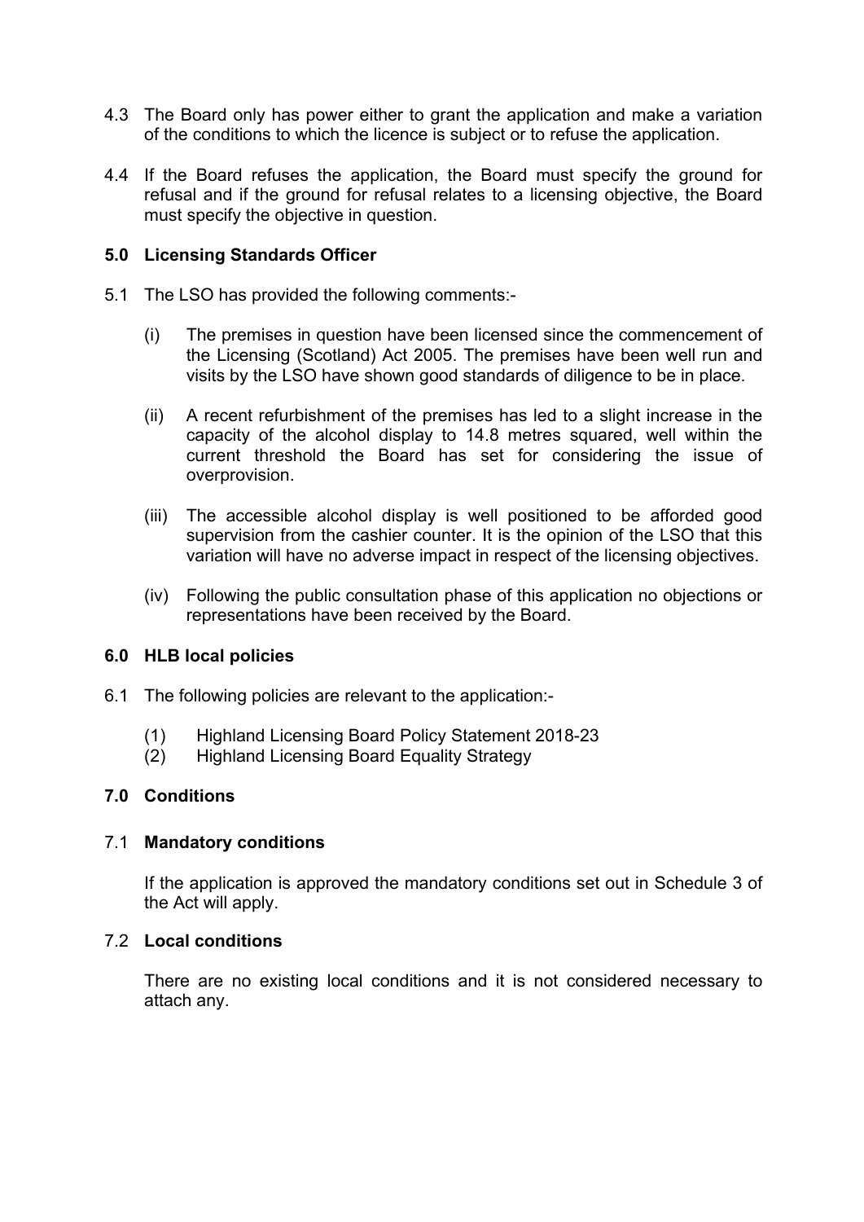4.3 The Board only has power either to grant the application and make a variation of the conditions to which the licence is subject or to refuse the application.

4.4 If the Board refuses the application, the Board must specify the ground for refusal and if the ground for refusal relates to a licensing objective, the Board must specify the objective in question.

## 5.0 Licensing Standards Officer

5.1 The LSO has provided the following comments:-

(i) The premises in question have been licensed since the commencement of the Licensing (Scotland) Act 2005. The premises have been well run and visits by the LSO have shown good standards of diligence to be in place.

(ii) A recent refurbishment of the premises has led to a slight increase in the capacity of the alcohol display to 14.8 metres squared, well within the current threshold the Board has set for considering the issue of overprovision.

(iii) The accessible alcohol display is well positioned to be afforded good supervision from the cashier counter. It is the opinion of the LSO that this variation will have no adverse impact in respect of the licensing objectives.

(iv) Following the public consultation phase of this application no objections or representations have been received by the Board.

## 6.0 HLB local policies

6.1 The following policies are relevant to the application:-

(1) Highland Licensing Board Policy Statement 2018-23
(2) Highland Licensing Board Equality Strategy

## 7.0 Conditions

### 7.1 Mandatory conditions

If the application is approved the mandatory conditions set out in Schedule 3 of the Act will apply.

### 7.2 Local conditions

There are no existing local conditions and it is not considered necessary to attach any.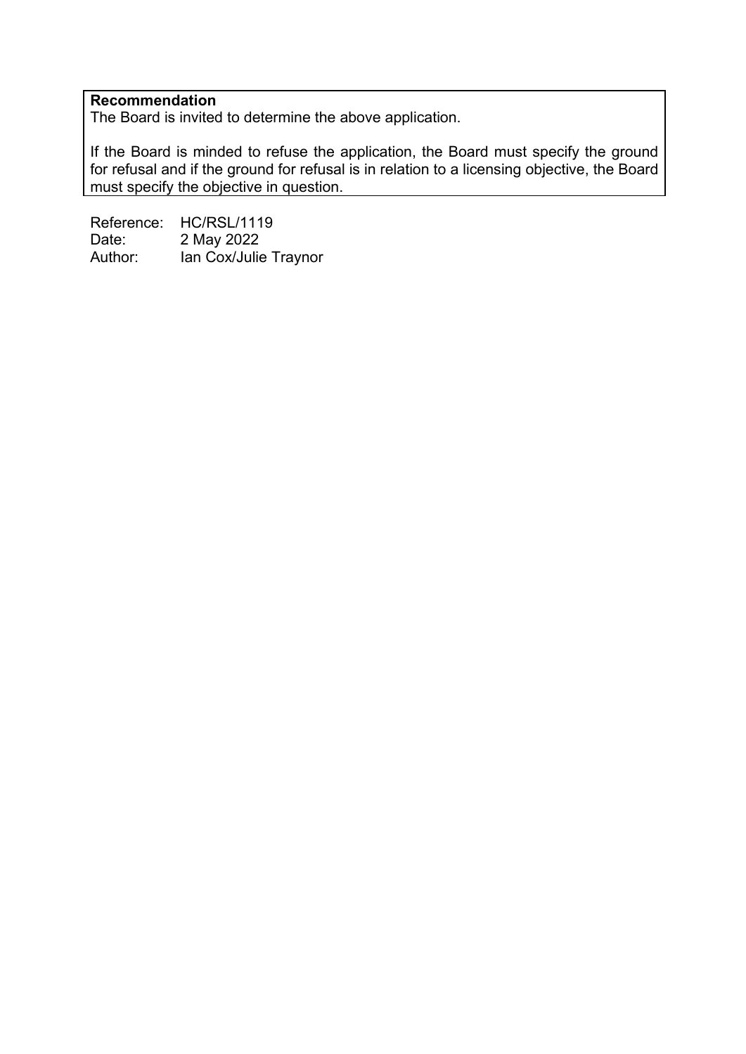**Recommendation**

The Board is invited to determine the above application.

If the Board is minded to refuse the application, the Board must specify the ground for refusal and if the ground for refusal is in relation to a licensing objective, the Board must specify the objective in question.

| | |
|---|---|
| Reference: | HC/RSL/1119 |
| Date: | 2 May 2022 |
| Author: | Ian Cox/Julie Traynor |